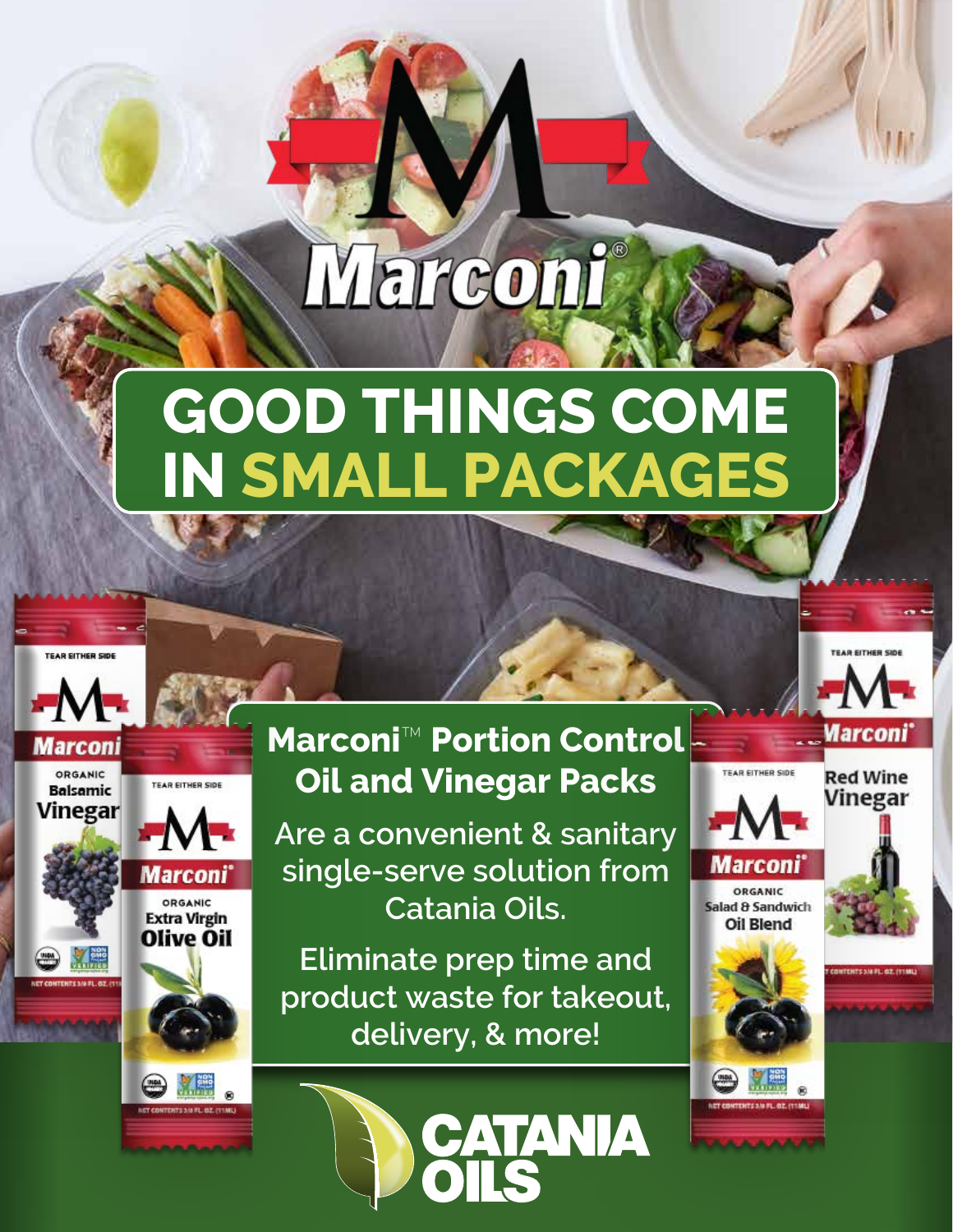# Marconi®

# GOOD THINGS COME IN SMALL PACKAGES

## Marconi™ Portion Control Oil and Vinegar Packs

Are a convenient & sanitary single-serve solution from Catania Oils.

Eliminate prep time and product waste for takeout, delivery, & more!

TEAR EITHER SIDE
Marconi
ORGANIC
Balsamic Vinegar

TEAR EITHER SIDE
Marconi®
ORGANIC
Extra Virgin Olive Oil

TEAR EITHER SIDE
Marconi®
ORGANIC
Salad & Sandwich Oil Blend

TEAR EITHER SIDE
Marconi®
Red Wine Vinegar

CATANIA OILS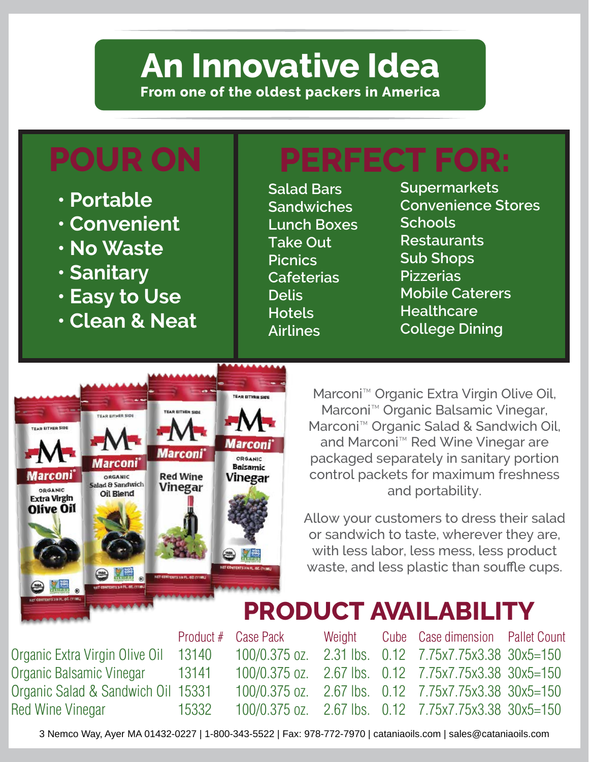# An Innovative Idea

**From one of the oldest packers in America**

## POUR ON

- **Portable**
- **Convenient**
- **No Waste**
- **Sanitary**
- **Easy to Use**
- **Clean & Neat**

## PERFECT FOR:

Salad Bars
Sandwiches
Lunch Boxes
Take Out
Picnics
Cafeterias
Delis
Hotels
Airlines

Supermarkets
Convenience Stores
Schools
Restaurants
Sub Shops
Pizzerias
Mobile Caterers
Healthcare
College Dining

Marconi™ Organic Extra Virgin Olive Oil, Marconi™ Organic Balsamic Vinegar, Marconi™ Organic Salad & Sandwich Oil, and Marconi™ Red Wine Vinegar are packaged separately in sanitary portion control packets for maximum freshness and portability.

Allow your customers to dress their salad or sandwich to taste, wherever they are, with less labor, less mess, less product waste, and less plastic than souffle cups.

## PRODUCT AVAILABILITY

| | Product # | Case Pack | Weight | Cube | Case dimension | Pallet Count |
|---|---|---|---|---|---|---|
| Organic Extra Virgin Olive Oil | 13140 | 100/0.375 oz. | 2.31 lbs. | 0.12 | 7.75x7.75x3.38 | 30x5=150 |
| Organic Balsamic Vinegar | 13141 | 100/0.375 oz. | 2.67 lbs. | 0.12 | 7.75x7.75x3.38 | 30x5=150 |
| Organic Salad & Sandwich Oil | 15331 | 100/0.375 oz. | 2.67 lbs. | 0.12 | 7.75x7.75x3.38 | 30x5=150 |
| Red Wine Vinegar | 15332 | 100/0.375 oz. | 2.67 lbs. | 0.12 | 7.75x7.75x3.38 | 30x5=150 |

3 Nemco Way, Ayer MA 01432-0227 | 1-800-343-5522 | Fax: 978-772-7970 | cataniaoils.com | sales@cataniaoils.com